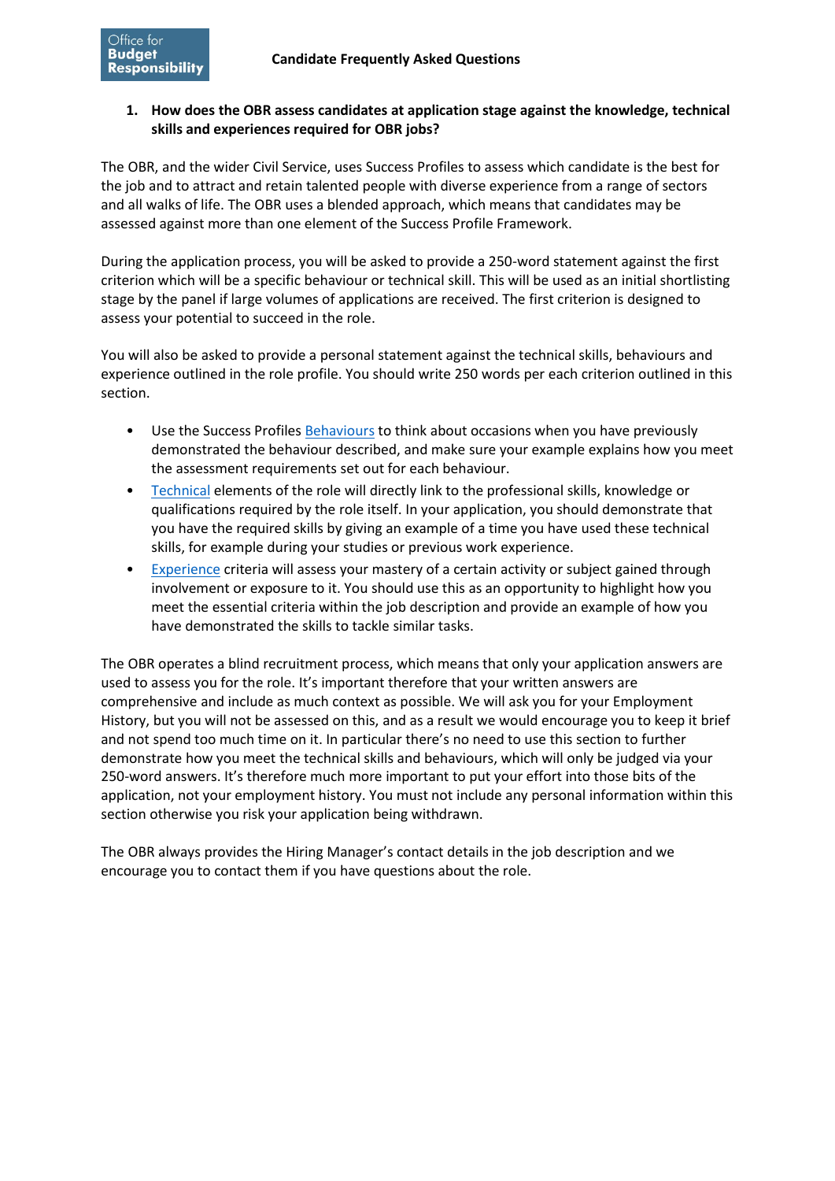# Candidate Frequently Asked Questions

## 1. How does the OBR assess candidates at application stage against the knowledge, technical skills and experiences required for OBR jobs?

The OBR, and the wider Civil Service, uses Success Profiles to assess which candidate is the best for the job and to attract and retain talented people with diverse experience from a range of sectors and all walks of life. The OBR uses a blended approach, which means that candidates may be assessed against more than one element of the Success Profile Framework.

During the application process, you will be asked to provide a 250-word statement against the first criterion which will be a specific behaviour or technical skill. This will be used as an initial shortlisting stage by the panel if large volumes of applications are received. The first criterion is designed to assess your potential to succeed in the role.

You will also be asked to provide a personal statement against the technical skills, behaviours and experience outlined in the role profile. You should write 250 words per each criterion outlined in this section.

- Use the Success Profiles Behaviours to think about occasions when you have previously demonstrated the behaviour described, and make sure your example explains how you meet the assessment requirements set out for each behaviour.
- Technical elements of the role will directly link to the professional skills, knowledge or qualifications required by the role itself. In your application, you should demonstrate that you have the required skills by giving an example of a time you have used these technical skills, for example during your studies or previous work experience.
- Experience criteria will assess your mastery of a certain activity or subject gained through involvement or exposure to it. You should use this as an opportunity to highlight how you meet the essential criteria within the job description and provide an example of how you have demonstrated the skills to tackle similar tasks.

The OBR operates a blind recruitment process, which means that only your application answers are used to assess you for the role. It's important therefore that your written answers are comprehensive and include as much context as possible. We will ask you for your Employment History, but you will not be assessed on this, and as a result we would encourage you to keep it brief and not spend too much time on it. In particular there's no need to use this section to further demonstrate how you meet the technical skills and behaviours, which will only be judged via your 250-word answers. It's therefore much more important to put your effort into those bits of the application, not your employment history. You must not include any personal information within this section otherwise you risk your application being withdrawn.

The OBR always provides the Hiring Manager's contact details in the job description and we encourage you to contact them if you have questions about the role.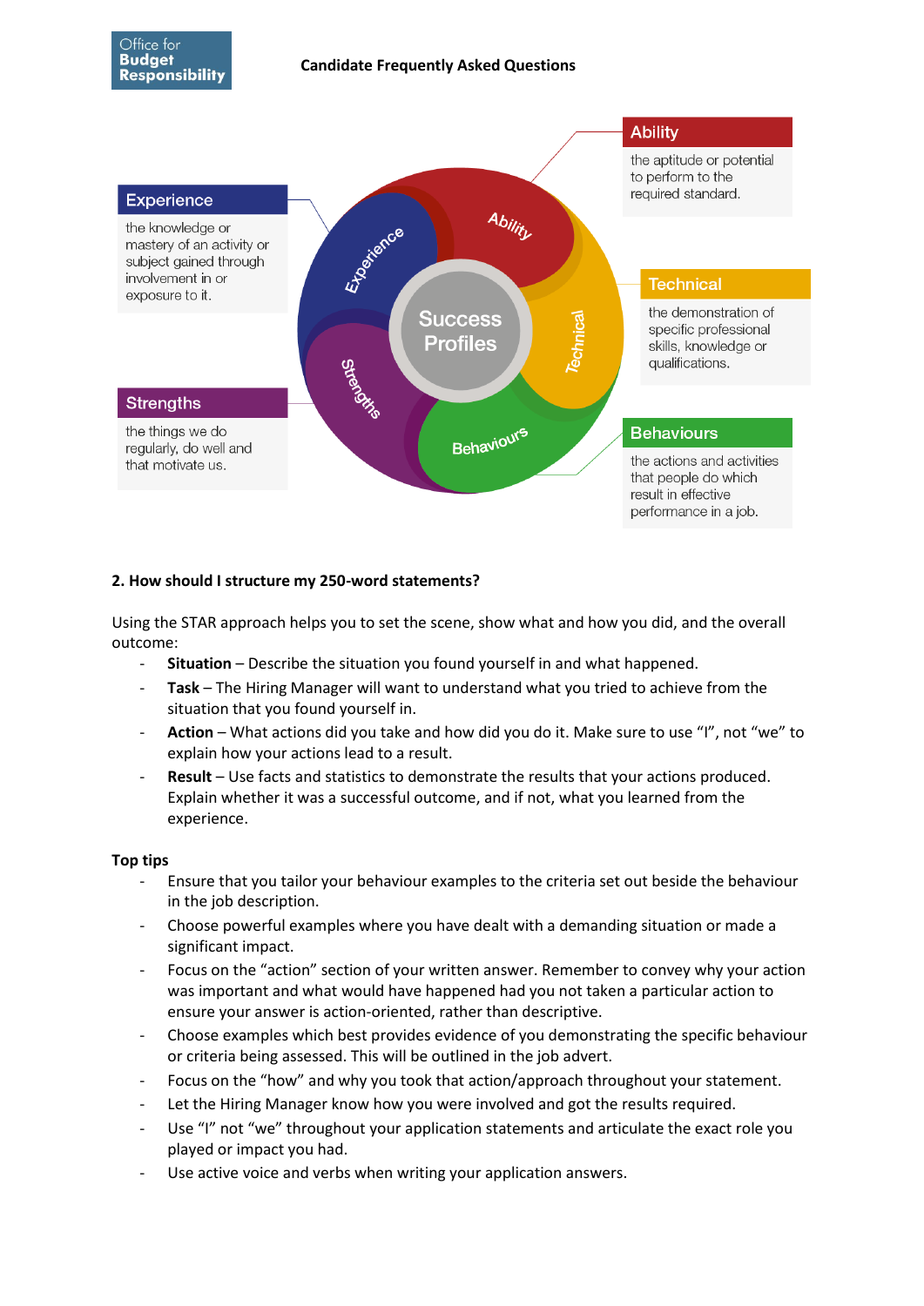**Experience**

the knowledge or mastery of an activity or subject gained through involvement in or exposure to it.

**Strengths**

the things we do regularly, do well and that motivate us.

**Ability**

the aptitude or potential to perform to the required standard.

**Technical**

the demonstration of specific professional skills, knowledge or qualifications.

**Behaviours**

the actions and activities that people do which result in effective performance in a job.

Success Profiles

**2. How should I structure my 250-word statements?**

Using the STAR approach helps you to set the scene, show what and how you did, and the overall outcome:

- **Situation** – Describe the situation you found yourself in and what happened.
- **Task** – The Hiring Manager will want to understand what you tried to achieve from the situation that you found yourself in.
- **Action** – What actions did you take and how did you do it. Make sure to use "I", not "we" to explain how your actions lead to a result.
- **Result** – Use facts and statistics to demonstrate the results that your actions produced. Explain whether it was a successful outcome, and if not, what you learned from the experience.

**Top tips**

- Ensure that you tailor your behaviour examples to the criteria set out beside the behaviour in the job description.
- Choose powerful examples where you have dealt with a demanding situation or made a significant impact.
- Focus on the "action" section of your written answer. Remember to convey why your action was important and what would have happened had you not taken a particular action to ensure your answer is action-oriented, rather than descriptive.
- Choose examples which best provides evidence of you demonstrating the specific behaviour or criteria being assessed. This will be outlined in the job advert.
- Focus on the "how" and why you took that action/approach throughout your statement.
- Let the Hiring Manager know how you were involved and got the results required.
- Use "I" not "we" throughout your application statements and articulate the exact role you played or impact you had.
- Use active voice and verbs when writing your application answers.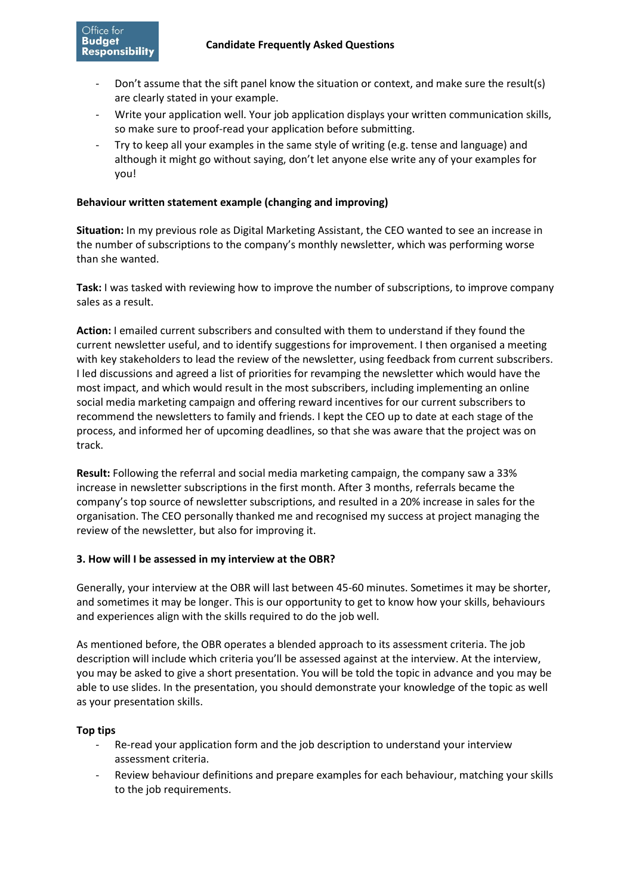- Don't assume that the sift panel know the situation or context, and make sure the result(s) are clearly stated in your example.
- Write your application well. Your job application displays your written communication skills, so make sure to proof-read your application before submitting.
- Try to keep all your examples in the same style of writing (e.g. tense and language) and although it might go without saying, don't let anyone else write any of your examples for you!

**Behaviour written statement example (changing and improving)**

**Situation:** In my previous role as Digital Marketing Assistant, the CEO wanted to see an increase in the number of subscriptions to the company's monthly newsletter, which was performing worse than she wanted.

**Task:** I was tasked with reviewing how to improve the number of subscriptions, to improve company sales as a result.

**Action:** I emailed current subscribers and consulted with them to understand if they found the current newsletter useful, and to identify suggestions for improvement. I then organised a meeting with key stakeholders to lead the review of the newsletter, using feedback from current subscribers. I led discussions and agreed a list of priorities for revamping the newsletter which would have the most impact, and which would result in the most subscribers, including implementing an online social media marketing campaign and offering reward incentives for our current subscribers to recommend the newsletters to family and friends. I kept the CEO up to date at each stage of the process, and informed her of upcoming deadlines, so that she was aware that the project was on track.

**Result:** Following the referral and social media marketing campaign, the company saw a 33% increase in newsletter subscriptions in the first month. After 3 months, referrals became the company's top source of newsletter subscriptions, and resulted in a 20% increase in sales for the organisation. The CEO personally thanked me and recognised my success at project managing the review of the newsletter, but also for improving it.

**3. How will I be assessed in my interview at the OBR?**

Generally, your interview at the OBR will last between 45-60 minutes. Sometimes it may be shorter, and sometimes it may be longer. This is our opportunity to get to know how your skills, behaviours and experiences align with the skills required to do the job well.

As mentioned before, the OBR operates a blended approach to its assessment criteria. The job description will include which criteria you'll be assessed against at the interview. At the interview, you may be asked to give a short presentation. You will be told the topic in advance and you may be able to use slides. In the presentation, you should demonstrate your knowledge of the topic as well as your presentation skills.

**Top tips**

- Re-read your application form and the job description to understand your interview assessment criteria.
- Review behaviour definitions and prepare examples for each behaviour, matching your skills to the job requirements.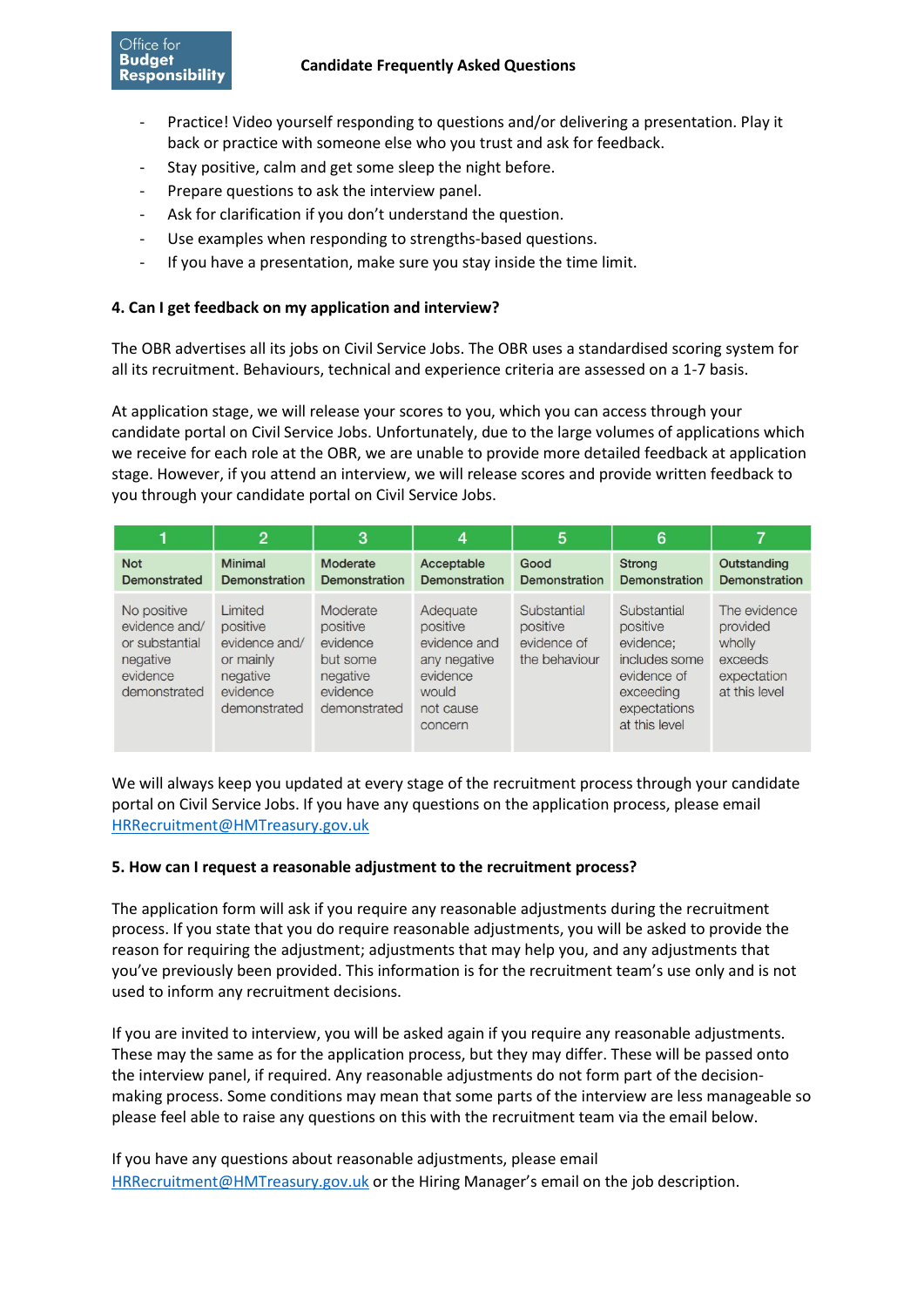- Practice! Video yourself responding to questions and/or delivering a presentation. Play it back or practice with someone else who you trust and ask for feedback.
- Stay positive, calm and get some sleep the night before.
- Prepare questions to ask the interview panel.
- Ask for clarification if you don't understand the question.
- Use examples when responding to strengths-based questions.
- If you have a presentation, make sure you stay inside the time limit.

**4. Can I get feedback on my application and interview?**

The OBR advertises all its jobs on Civil Service Jobs. The OBR uses a standardised scoring system for all its recruitment. Behaviours, technical and experience criteria are assessed on a 1-7 basis.

At application stage, we will release your scores to you, which you can access through your candidate portal on Civil Service Jobs. Unfortunately, due to the large volumes of applications which we receive for each role at the OBR, we are unable to provide more detailed feedback at application stage. However, if you attend an interview, we will release scores and provide written feedback to you through your candidate portal on Civil Service Jobs.

| 1 | 2 | 3 | 4 | 5 | 6 | 7 |
|---|---|---|---|---|---|---|
| Not Demonstrated | Minimal Demonstration | Moderate Demonstration | Acceptable Demonstration | Good Demonstration | Strong Demonstration | Outstanding Demonstration |
| No positive evidence and/ or substantial negative evidence demonstrated | Limited positive evidence and/ or mainly negative evidence demonstrated | Moderate positive evidence but some negative evidence demonstrated | Adequate positive evidence and any negative evidence would not cause concern | Substantial positive evidence of the behaviour | Substantial positive evidence; includes some evidence of exceeding expectations at this level | The evidence provided wholly exceeds expectation at this level |

We will always keep you updated at every stage of the recruitment process through your candidate portal on Civil Service Jobs. If you have any questions on the application process, please email HRRecruitment@HMTreasury.gov.uk

**5. How can I request a reasonable adjustment to the recruitment process?**

The application form will ask if you require any reasonable adjustments during the recruitment process. If you state that you do require reasonable adjustments, you will be asked to provide the reason for requiring the adjustment; adjustments that may help you, and any adjustments that you've previously been provided. This information is for the recruitment team's use only and is not used to inform any recruitment decisions.

If you are invited to interview, you will be asked again if you require any reasonable adjustments. These may the same as for the application process, but they may differ. These will be passed onto the interview panel, if required. Any reasonable adjustments do not form part of the decision-making process. Some conditions may mean that some parts of the interview are less manageable so please feel able to raise any questions on this with the recruitment team via the email below.

If you have any questions about reasonable adjustments, please email HRRecruitment@HMTreasury.gov.uk or the Hiring Manager's email on the job description.